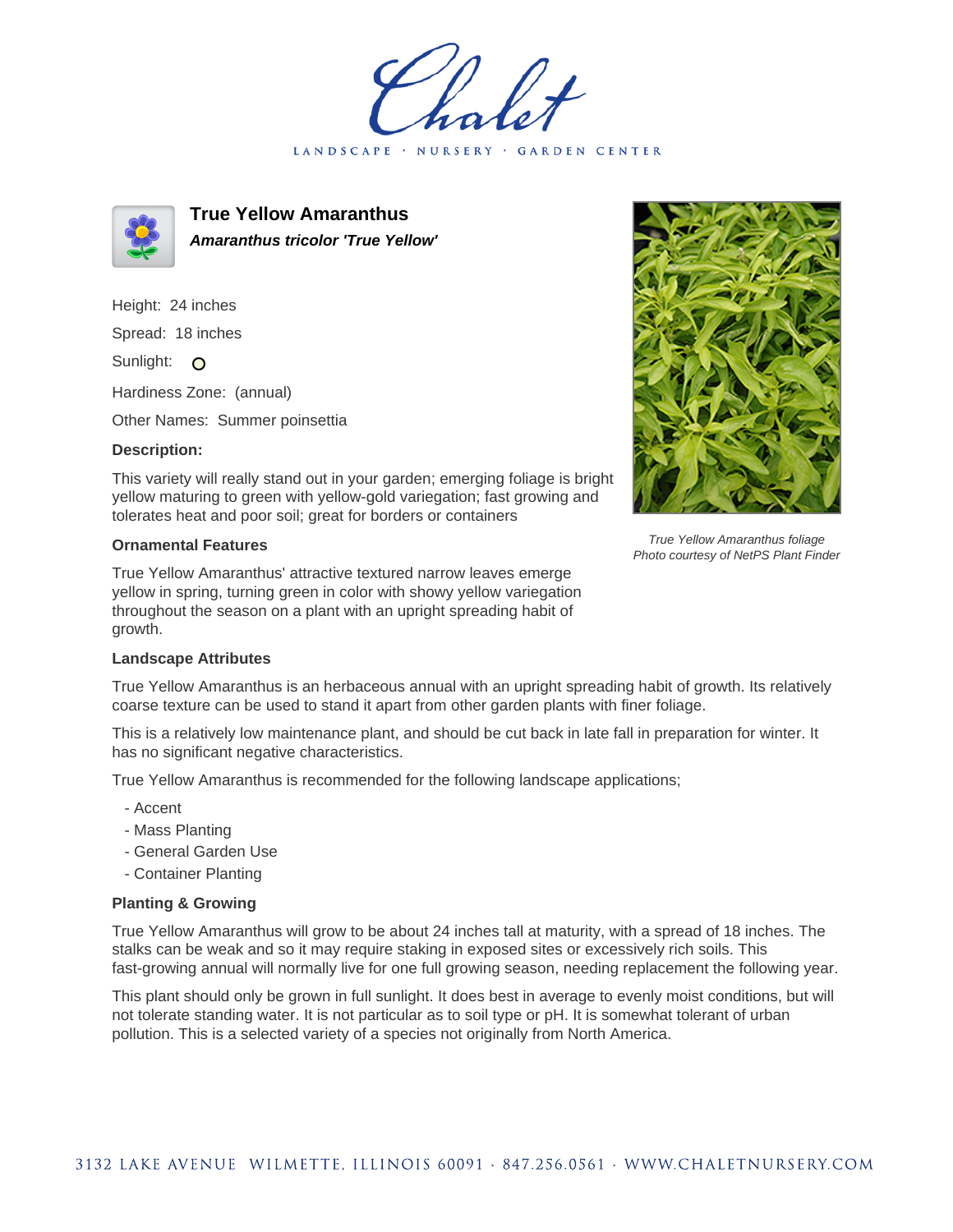# True Yellow Amaranthus

***Amaranthus tricolor 'True Yellow'***

Height: 24 inches

Spread: 18 inches

Sunlight: O

Hardiness Zone: (annual)

Other Names: Summer poinsettia

### Description:

This variety will really stand out in your garden; emerging foliage is bright yellow maturing to green with yellow-gold variegation; fast growing and tolerates heat and poor soil; great for borders or containers

*True Yellow Amaranthus foliage*
*Photo courtesy of NetPS Plant Finder*

### Ornamental Features

True Yellow Amaranthus' attractive textured narrow leaves emerge yellow in spring, turning green in color with showy yellow variegation throughout the season on a plant with an upright spreading habit of growth.

### Landscape Attributes

True Yellow Amaranthus is an herbaceous annual with an upright spreading habit of growth. Its relatively coarse texture can be used to stand it apart from other garden plants with finer foliage.

This is a relatively low maintenance plant, and should be cut back in late fall in preparation for winter. It has no significant negative characteristics.

True Yellow Amaranthus is recommended for the following landscape applications;

- Accent
- Mass Planting
- General Garden Use
- Container Planting

### Planting & Growing

True Yellow Amaranthus will grow to be about 24 inches tall at maturity, with a spread of 18 inches. The stalks can be weak and so it may require staking in exposed sites or excessively rich soils. This fast-growing annual will normally live for one full growing season, needing replacement the following year.

This plant should only be grown in full sunlight. It does best in average to evenly moist conditions, but will not tolerate standing water. It is not particular as to soil type or pH. It is somewhat tolerant of urban pollution. This is a selected variety of a species not originally from North America.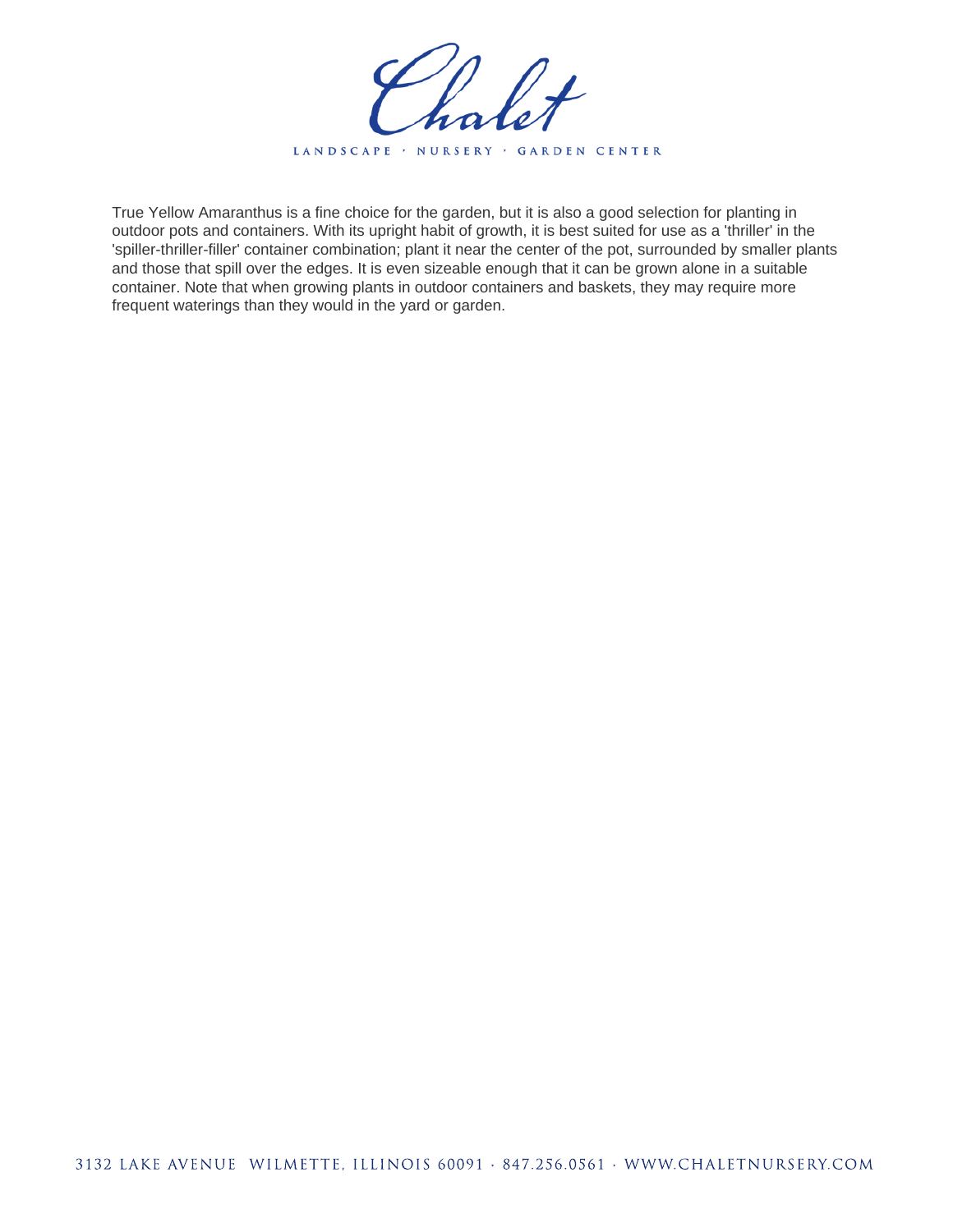True Yellow Amaranthus is a fine choice for the garden, but it is also a good selection for planting in outdoor pots and containers. With its upright habit of growth, it is best suited for use as a 'thriller' in the 'spiller-thriller-filler' container combination; plant it near the center of the pot, surrounded by smaller plants and those that spill over the edges. It is even sizeable enough that it can be grown alone in a suitable container. Note that when growing plants in outdoor containers and baskets, they may require more frequent waterings than they would in the yard or garden.